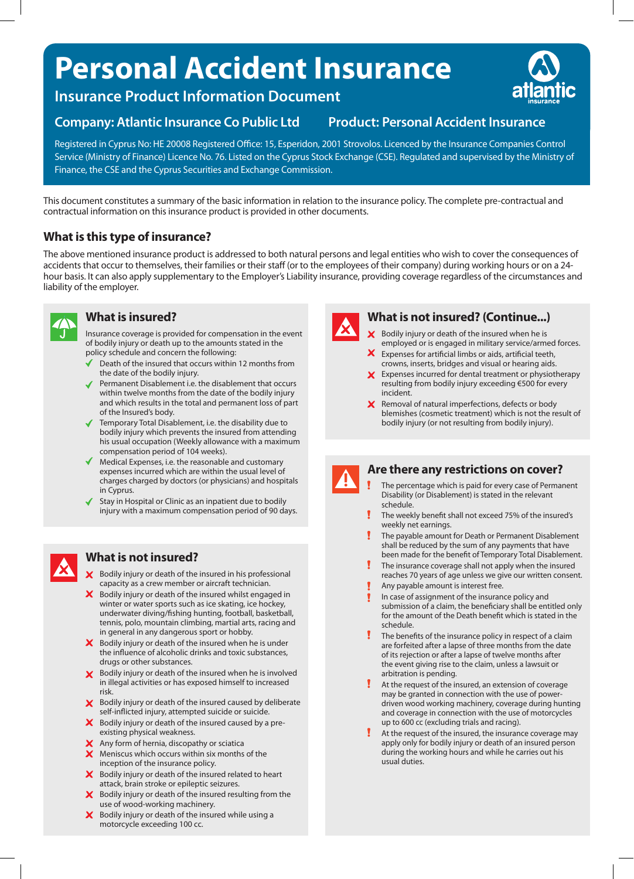# Personal Accident Insurance

## Insurance Product Information Document

**Company: Atlantic Insurance Co Public Ltd** **Product: Personal Accident Insurance**

Registered in Cyprus No: HE 20008 Registered Office: 15, Esperidon, 2001 Strovolos. Licenced by the Insurance Companies Control Service (Ministry of Finance) Licence No. 76. Listed on the Cyprus Stock Exchange (CSE). Regulated and supervised by the Ministry of Finance, the CSE and the Cyprus Securities and Exchange Commission.

This document constitutes a summary of the basic information in relation to the insurance policy. The complete pre-contractual and contractual information on this insurance product is provided in other documents.

### What is this type of insurance?

The above mentioned insurance product is addressed to both natural persons and legal entities who wish to cover the consequences of accidents that occur to themselves, their families or their staff (or to the employees of their company) during working hours or on a 24-hour basis. It can also apply supplementary to the Employer's Liability insurance, providing coverage regardless of the circumstances and liability of the employer.

### What is insured?

Insurance coverage is provided for compensation in the event of bodily injury or death up to the amounts stated in the policy schedule and concern the following:

- ✓ Death of the insured that occurs within 12 months from the date of the bodily injury.
- ✓ Permanent Disablement i.e. the disablement that occurs within twelve months from the date of the bodily injury and which results in the total and permanent loss of part of the Insured's body.
- ✓ Temporary Total Disablement, i.e. the disability due to bodily injury which prevents the insured from attending his usual occupation (Weekly allowance with a maximum compensation period of 104 weeks).
- ✓ Medical Expenses, i.e. the reasonable and customary expenses incurred which are within the usual level of charges charged by doctors (or physicians) and hospitals in Cyprus.
- ✓ Stay in Hospital or Clinic as an inpatient due to bodily injury with a maximum compensation period of 90 days.

### What is not insured?

- ✗ Bodily injury or death of the insured in his professional capacity as a crew member or aircraft technician.
- ✗ Bodily injury or death of the insured whilst engaged in winter or water sports such as ice skating, ice hockey, underwater diving/fishing hunting, football, basketball, tennis, polo, mountain climbing, martial arts, racing and in general in any dangerous sport or hobby.
- ✗ Bodily injury or death of the insured when he is under the influence of alcoholic drinks and toxic substances, drugs or other substances.
- ✗ Bodily injury or death of the insured when he is involved in illegal activities or has exposed himself to increased risk.
- ✗ Bodily injury or death of the insured caused by deliberate self-inflicted injury, attempted suicide or suicide.
- ✗ Bodily injury or death of the insured caused by a pre-existing physical weakness.
- ✗ Any form of hernia, discopathy or sciatica
- ✗ Meniscus which occurs within six months of the inception of the insurance policy.
- ✗ Bodily injury or death of the insured related to heart attack, brain stroke or epileptic seizures.
- ✗ Bodily injury or death of the insured resulting from the use of wood-working machinery.
- ✗ Bodily injury or death of the insured while using a motorcycle exceeding 100 cc.

### What is not insured? (Continue...)

- ✗ Bodily injury or death of the insured when he is employed or is engaged in military service/armed forces.
- ✗ Expenses for artificial limbs or aids, artificial teeth, crowns, inserts, bridges and visual or hearing aids.
- ✗ Expenses incurred for dental treatment or physiotherapy resulting from bodily injury exceeding €500 for every incident.
- ✗ Removal of natural imperfections, defects or body blemishes (cosmetic treatment) which is not the result of bodily injury (or not resulting from bodily injury).

### Are there any restrictions on cover?

- ! The percentage which is paid for every case of Permanent Disability (or Disablement) is stated in the relevant schedule.
- ! The weekly benefit shall not exceed 75% of the insured's weekly net earnings.
- ! The payable amount for Death or Permanent Disablement shall be reduced by the sum of any payments that have been made for the benefit of Temporary Total Disablement.
- ! The insurance coverage shall not apply when the insured reaches 70 years of age unless we give our written consent.
- ! Any payable amount is interest free.
- ! In case of assignment of the insurance policy and submission of a claim, the beneficiary shall be entitled only for the amount of the Death benefit which is stated in the schedule.
- ! The benefits of the insurance policy in respect of a claim are forfeited after a lapse of three months from the date of its rejection or after a lapse of twelve months after the event giving rise to the claim, unless a lawsuit or arbitration is pending.
- ! At the request of the insured, an extension of coverage may be granted in connection with the use of power-driven wood working machinery, coverage during hunting and coverage in connection with the use of motorcycles up to 600 cc (excluding trials and racing).
- ! At the request of the insured, the insurance coverage may apply only for bodily injury or death of an insured person during the working hours and while he carries out his usual duties.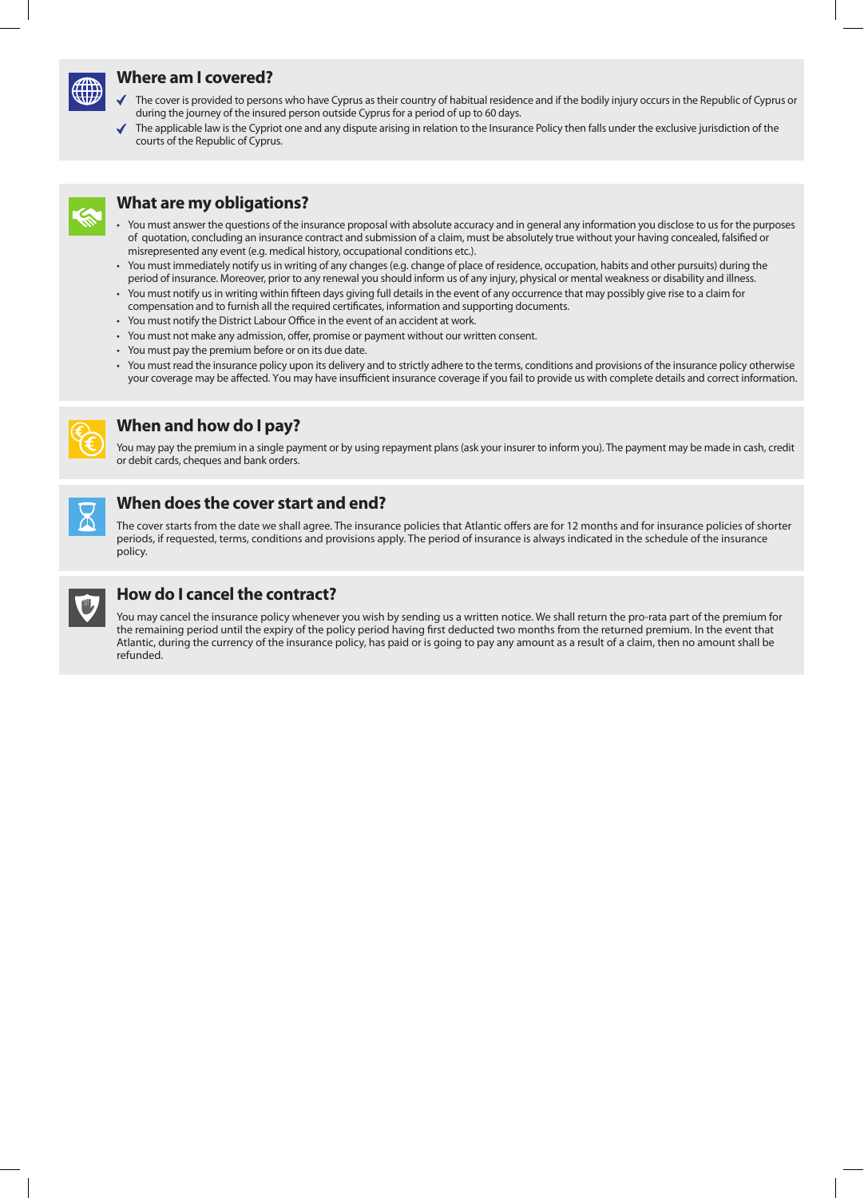## Where am I covered?

- ✔ The cover is provided to persons who have Cyprus as their country of habitual residence and if the bodily injury occurs in the Republic of Cyprus or during the journey of the insured person outside Cyprus for a period of up to 60 days.
- ✔ The applicable law is the Cypriot one and any dispute arising in relation to the Insurance Policy then falls under the exclusive jurisdiction of the courts of the Republic of Cyprus.

## What are my obligations?

- You must answer the questions of the insurance proposal with absolute accuracy and in general any information you disclose to us for the purposes of quotation, concluding an insurance contract and submission of a claim, must be absolutely true without your having concealed, falsified or misrepresented any event (e.g. medical history, occupational conditions etc.).
- You must immediately notify us in writing of any changes (e.g. change of place of residence, occupation, habits and other pursuits) during the period of insurance. Moreover, prior to any renewal you should inform us of any injury, physical or mental weakness or disability and illness.
- You must notify us in writing within fifteen days giving full details in the event of any occurrence that may possibly give rise to a claim for compensation and to furnish all the required certificates, information and supporting documents.
- You must notify the District Labour Office in the event of an accident at work.
- You must not make any admission, offer, promise or payment without our written consent.
- You must pay the premium before or on its due date.
- You must read the insurance policy upon its delivery and to strictly adhere to the terms, conditions and provisions of the insurance policy otherwise your coverage may be affected. You may have insufficient insurance coverage if you fail to provide us with complete details and correct information.

## When and how do I pay?

You may pay the premium in a single payment or by using repayment plans (ask your insurer to inform you). The payment may be made in cash, credit or debit cards, cheques and bank orders.

## When does the cover start and end?

The cover starts from the date we shall agree. The insurance policies that Atlantic offers are for 12 months and for insurance policies of shorter periods, if requested, terms, conditions and provisions apply. The period of insurance is always indicated in the schedule of the insurance policy.

## How do I cancel the contract?

You may cancel the insurance policy whenever you wish by sending us a written notice. We shall return the pro-rata part of the premium for the remaining period until the expiry of the policy period having first deducted two months from the returned premium. In the event that Atlantic, during the currency of the insurance policy, has paid or is going to pay any amount as a result of a claim, then no amount shall be refunded.